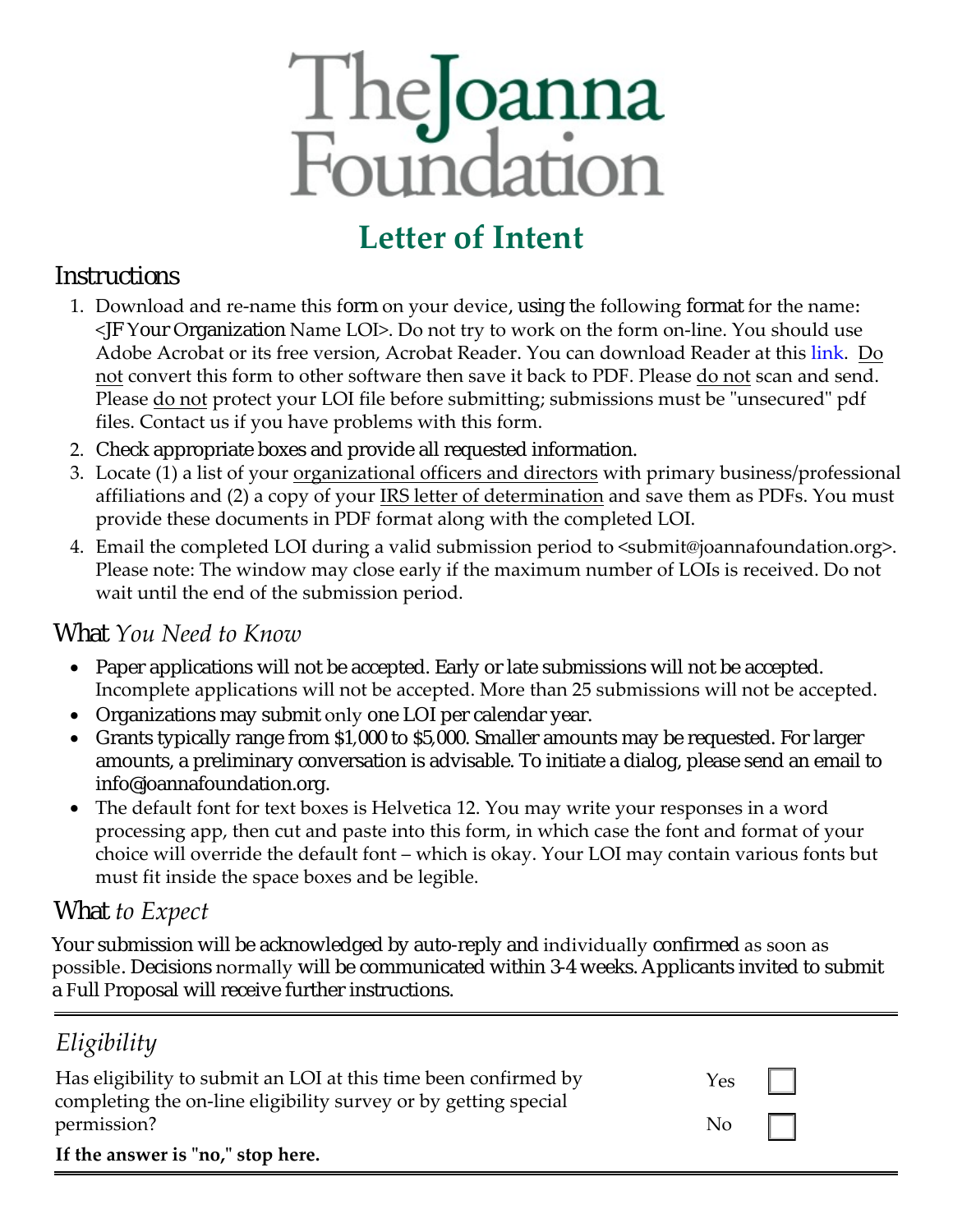# The Joanna Foundation

## Letter of Intent

### Instructions

1. Download and re-name this form on your device, using the following format for the name: <JF Your Organization Name LOI>. Do not try to work on the form on-line. You should use Adobe Acrobat or its free version, Acrobat Reader. You can download Reader at this link. Do not convert this form to other software then save it back to PDF. Please do not scan and send. Please do not protect your LOI file before submitting; submissions must be "unsecured" pdf files. Contact us if you have problems with this form.
2. Check appropriate boxes and provide all requested information.
3. Locate (1) a list of your organizational officers and directors with primary business/professional affiliations and (2) a copy of your IRS letter of determination and save them as PDFs. You must provide these documents in PDF format along with the completed LOI.
4. Email the completed LOI during a valid submission period to <submit@joannafoundation.org>. Please note: The window may close early if the maximum number of LOIs is received. Do not wait until the end of the submission period.

### What *You Need to Know*

- Paper applications will not be accepted. Early or late submissions will not be accepted. Incomplete applications will not be accepted. More than 25 submissions will not be accepted.
- Organizations may submit only one LOI per calendar year.
- Grants typically range from $1,000 to $5,000. Smaller amounts may be requested. For larger amounts, a preliminary conversation is advisable. To initiate a dialog, please send an email to info@joannafoundation.org.
- The default font for text boxes is Helvetica 12. You may write your responses in a word processing app, then cut and paste into this form, in which case the font and format of your choice will override the default font – which is okay. Your LOI may contain various fonts but must fit inside the space boxes and be legible.

### What *to Expect*

Your submission will be acknowledged by auto-reply and individually confirmed as soon as possible. Decisions normally will be communicated within 3-4 weeks. Applicants invited to submit a Full Proposal will receive further instructions.

---

### *Eligibility*

Has eligibility to submit an LOI at this time been confirmed by completing the on-line eligibility survey or by getting special permission?

Yes ☐

No ☐

**If the answer is "no," stop here.**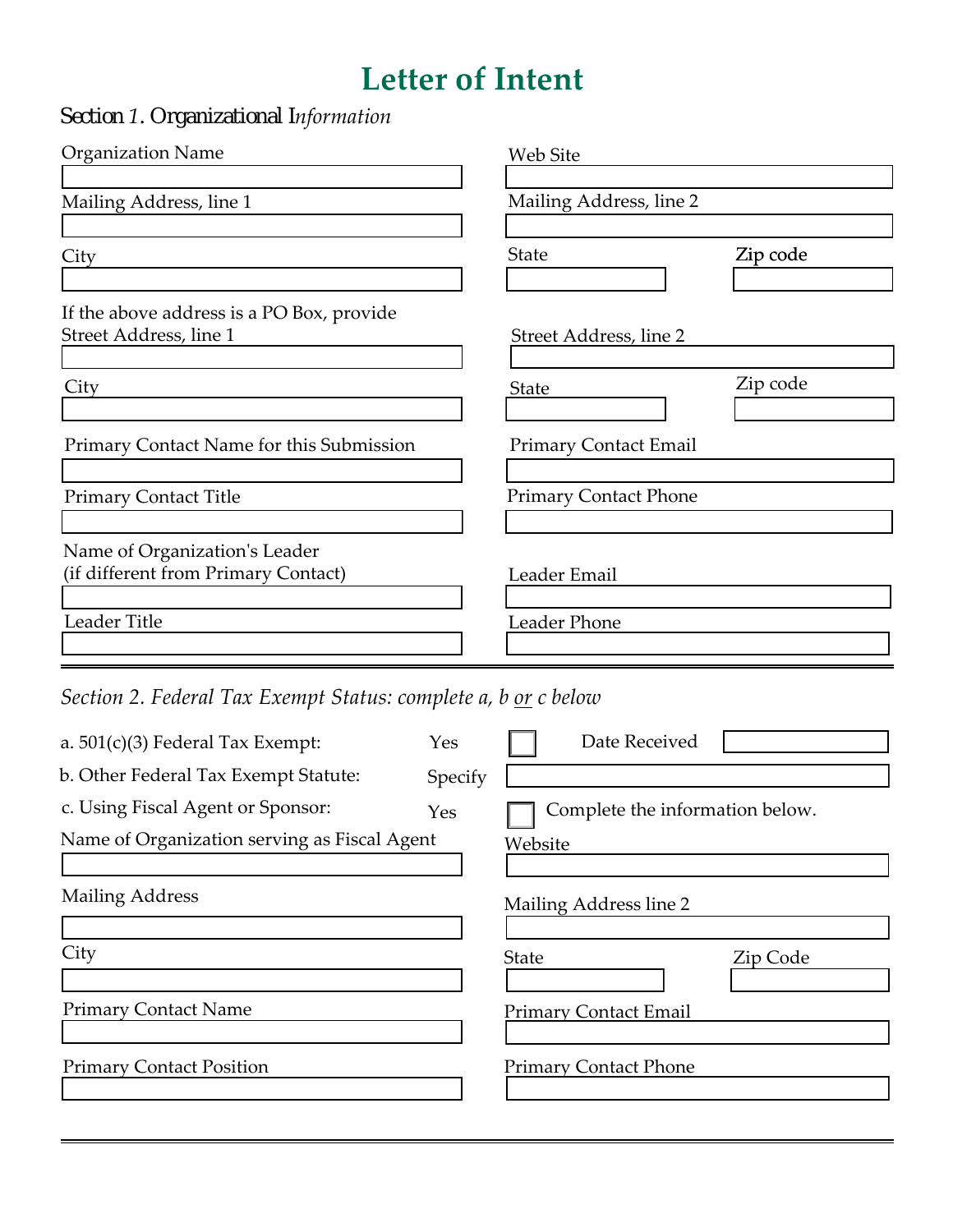# Letter of Intent

## Section 1. Organizational Information

Organization Name

Web Site

Mailing Address, line 1

Mailing Address, line 2

City

State

Zip code

If the above address is a PO Box, provide Street Address, line 1

Street Address, line 2

City

State

Zip code

Primary Contact Name for this Submission

Primary Contact Email

Primary Contact Title

Primary Contact Phone

Name of Organization's Leader (if different from Primary Contact)

Leader Email

Leader Title

Leader Phone

---

## *Section 2. Federal Tax Exempt Status: complete a, b or c below*

a. 501(c)(3) Federal Tax Exempt: Yes ☐ Date Received

b. Other Federal Tax Exempt Statute: Specify

c. Using Fiscal Agent or Sponsor: Yes ☐ Complete the information below.

Name of Organization serving as Fiscal Agent

Website

Mailing Address

Mailing Address line 2

City

State

Zip Code

Primary Contact Name

Primary Contact Email

Primary Contact Position

Primary Contact Phone

---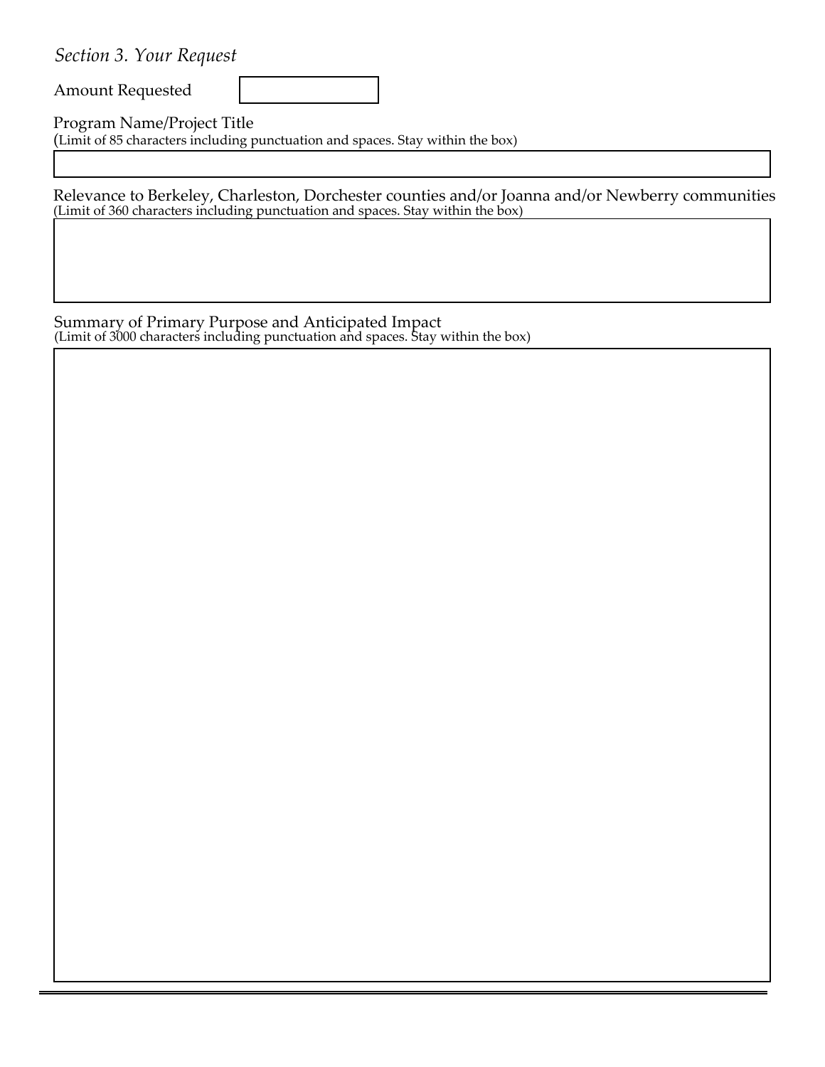*Section 3. Your Request*

Amount Requested

Program Name/Project Title
(Limit of 85 characters including punctuation and spaces. Stay within the box)

Relevance to Berkeley, Charleston, Dorchester counties and/or Joanna and/or Newberry communities
(Limit of 360 characters including punctuation and spaces. Stay within the box)

Summary of Primary Purpose and Anticipated Impact
(Limit of 3000 characters including punctuation and spaces. Stay within the box)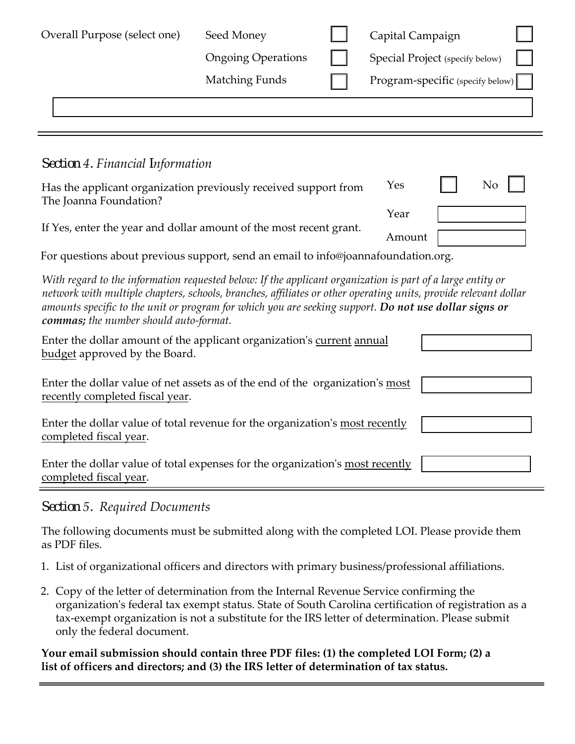| | | | | |
|---|---|---|---|---|
| Overall Purpose (select one) | Seed Money | ☐ | Capital Campaign | ☐ |
| | Ongoing Operations | ☐ | Special Project (specify below) | ☐ |
| | Matching Funds | ☐ | Program-specific (specify below) | ☐ |

---

## Section 4. *Financial Information*

Has the applicant organization previously received support from The Joanna Foundation? Yes ☐ No ☐

If Yes, enter the year and dollar amount of the most recent grant.

Year

Amount

For questions about previous support, send an email to info@joannafoundation.org.

*With regard to the information requested below: If the applicant organization is part of a large entity or network with multiple chapters, schools, branches, affiliates or other operating units, provide relevant dollar amounts specific to the unit or program for which you are seeking support.* ***Do not use dollar signs or commas;*** *the number should auto-format.*

Enter the dollar amount of the applicant organization's current annual budget approved by the Board.

Enter the dollar value of net assets as of the end of the organization's most recently completed fiscal year.

Enter the dollar value of total revenue for the organization's most recently completed fiscal year.

Enter the dollar value of total expenses for the organization's most recently completed fiscal year.

---

## Section 5. *Required Documents*

The following documents must be submitted along with the completed LOI. Please provide them as PDF files.

1. List of organizational officers and directors with primary business/professional affiliations.
2. Copy of the letter of determination from the Internal Revenue Service confirming the organization's federal tax exempt status. State of South Carolina certification of registration as a tax-exempt organization is not a substitute for the IRS letter of determination. Please submit only the federal document.

**Your email submission should contain three PDF files: (1) the completed LOI Form; (2) a list of officers and directors; and (3) the IRS letter of determination of tax status.**